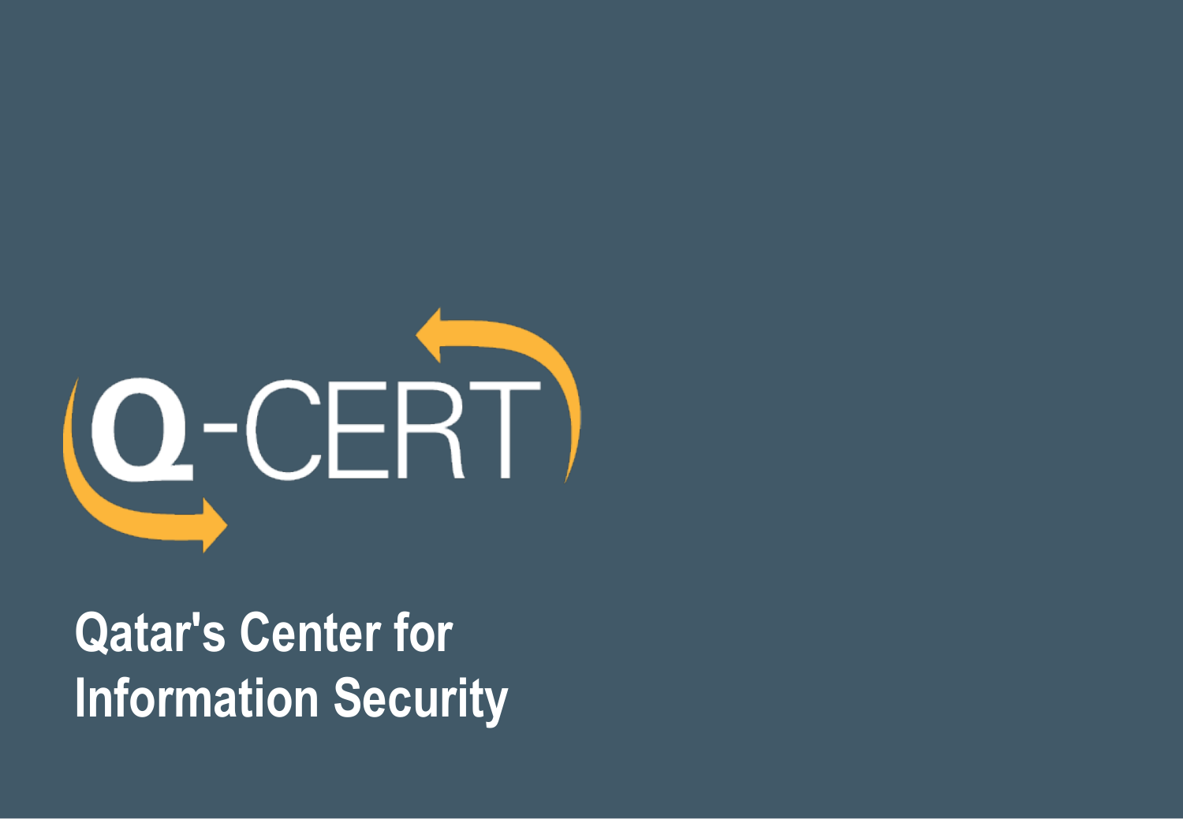# Q-CERT

**Qatar's Center for Information Security**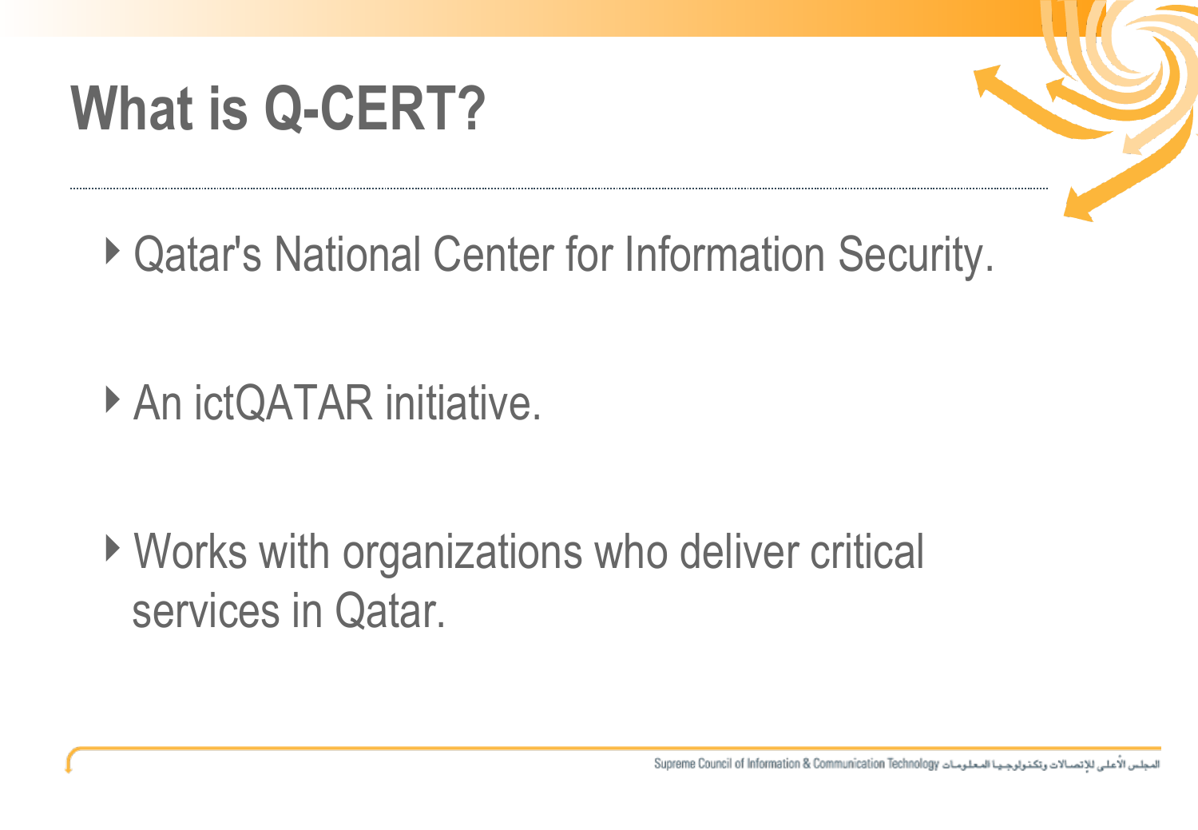# What is Q-CERT?

- Qatar's National Center for Information Security.
- An ictQATAR initiative.
- Works with organizations who deliver critical services in Qatar.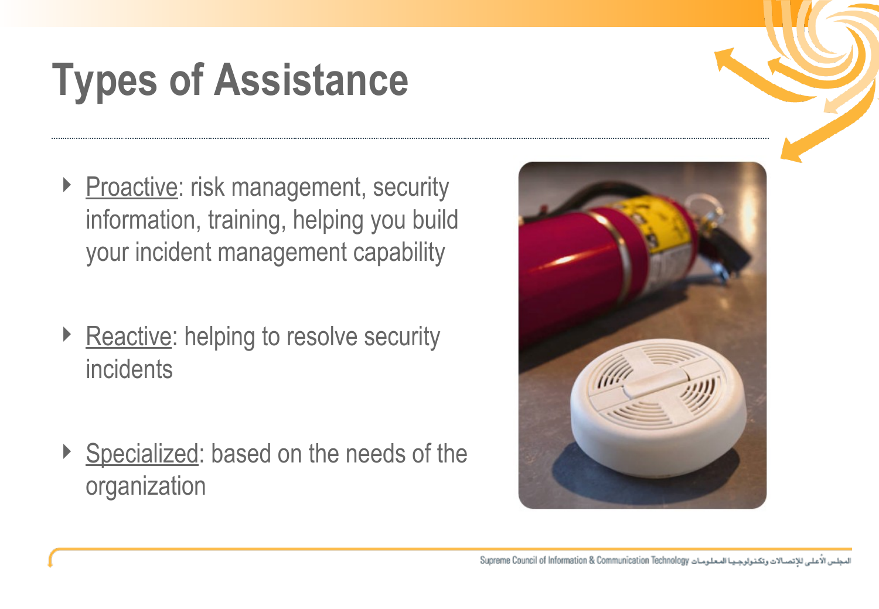# Types of Assistance

- Proactive: risk management, security information, training, helping you build your incident management capability
- Reactive: helping to resolve security incidents
- Specialized: based on the needs of the organization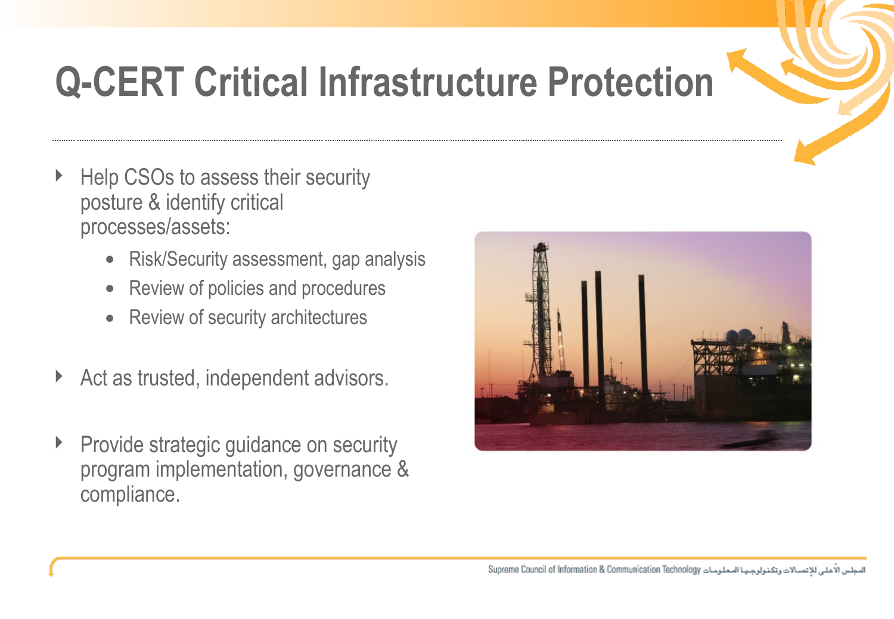# Q-CERT Critical Infrastructure Protection

- Help CSOs to assess their security posture & identify critical processes/assets:
  - Risk/Security assessment, gap analysis
  - Review of policies and procedures
  - Review of security architectures
- Act as trusted, independent advisors.
- Provide strategic guidance on security program implementation, governance & compliance.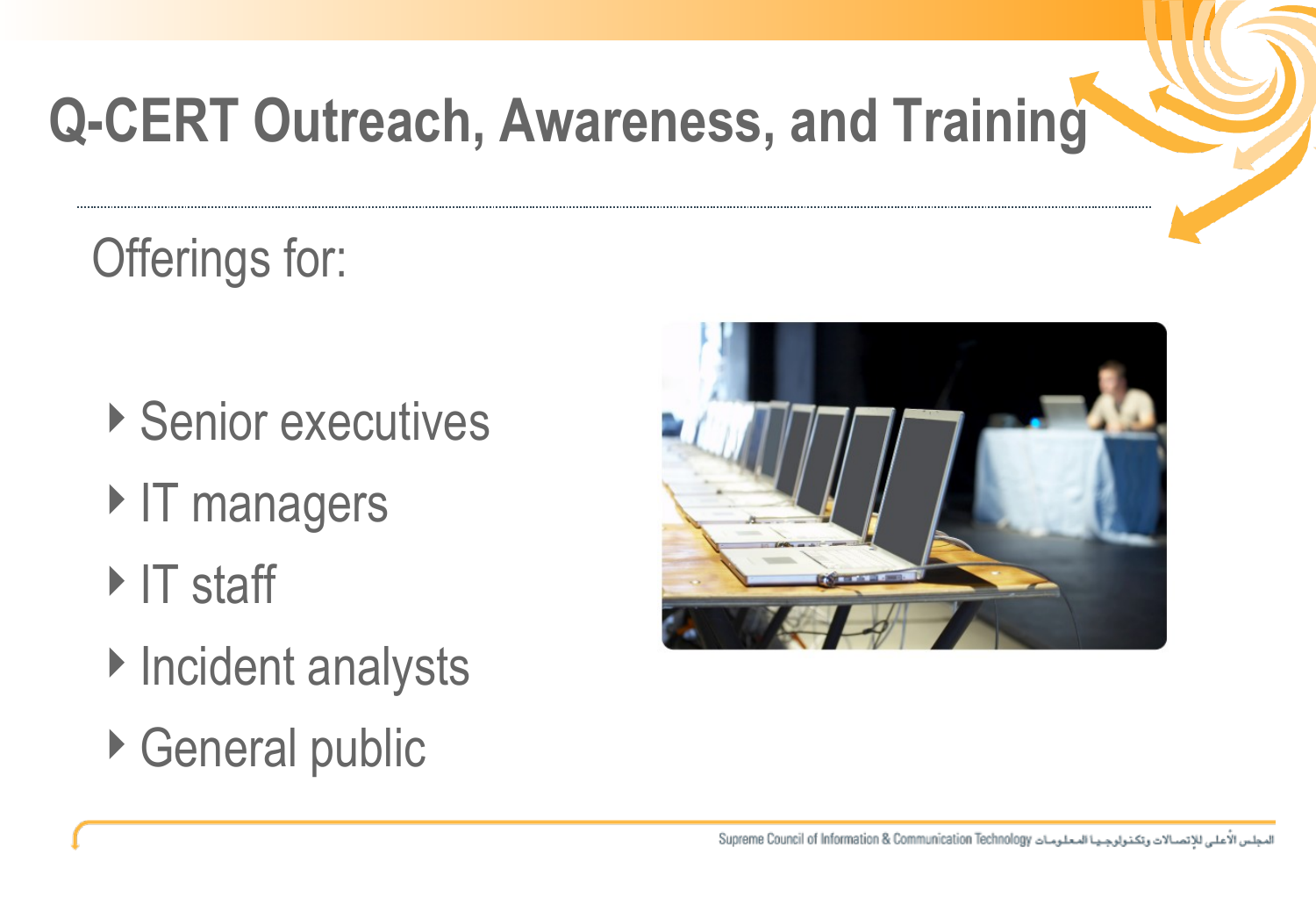# Q-CERT Outreach, Awareness, and Training

Offerings for:

- Senior executives
- IT managers
- IT staff
- Incident analysts
- General public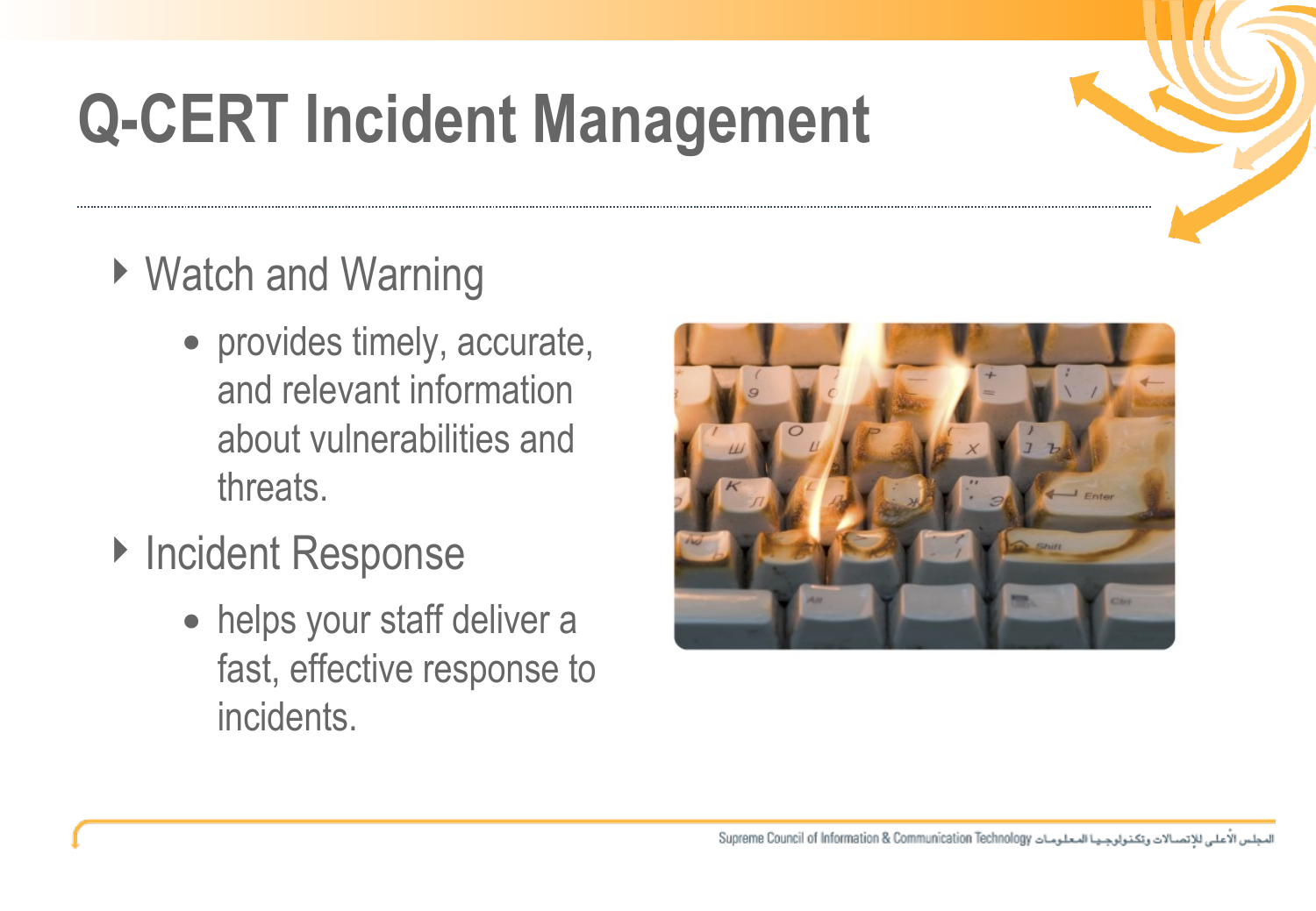# Q-CERT Incident Management

- Watch and Warning
  - provides timely, accurate, and relevant information about vulnerabilities and threats.
- Incident Response
  - helps your staff deliver a fast, effective response to incidents.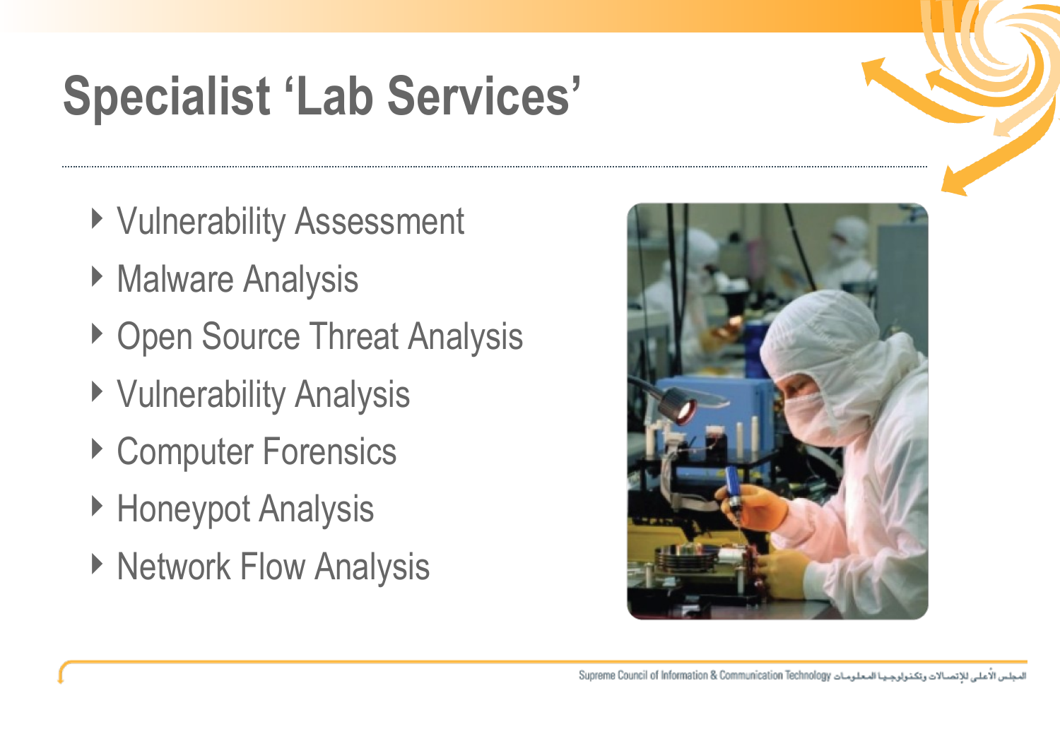# Specialist 'Lab Services'

- Vulnerability Assessment
- Malware Analysis
- Open Source Threat Analysis
- Vulnerability Analysis
- Computer Forensics
- Honeypot Analysis
- Network Flow Analysis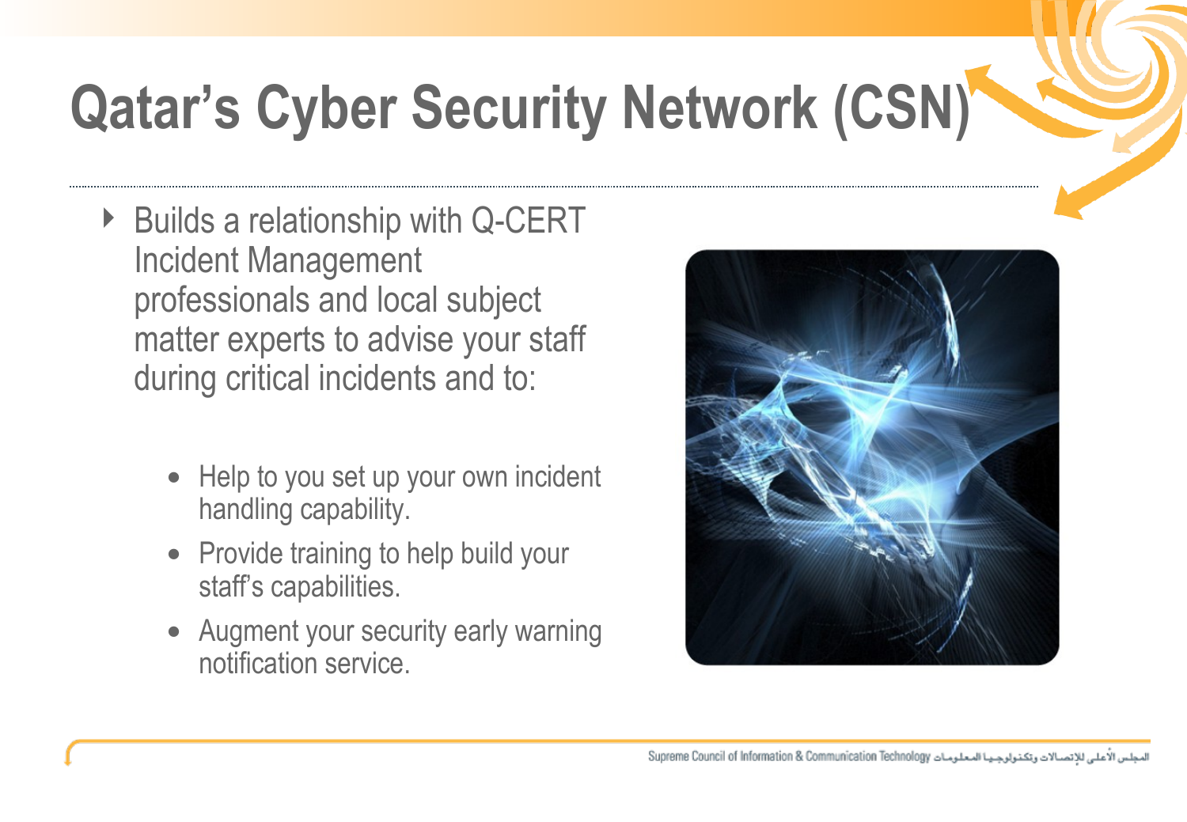# Qatar's Cyber Security Network (CSN)

- Builds a relationship with Q-CERT Incident Management professionals and local subject matter experts to advise your staff during critical incidents and to:
  - Help to you set up your own incident handling capability.
  - Provide training to help build your staff's capabilities.
  - Augment your security early warning notification service.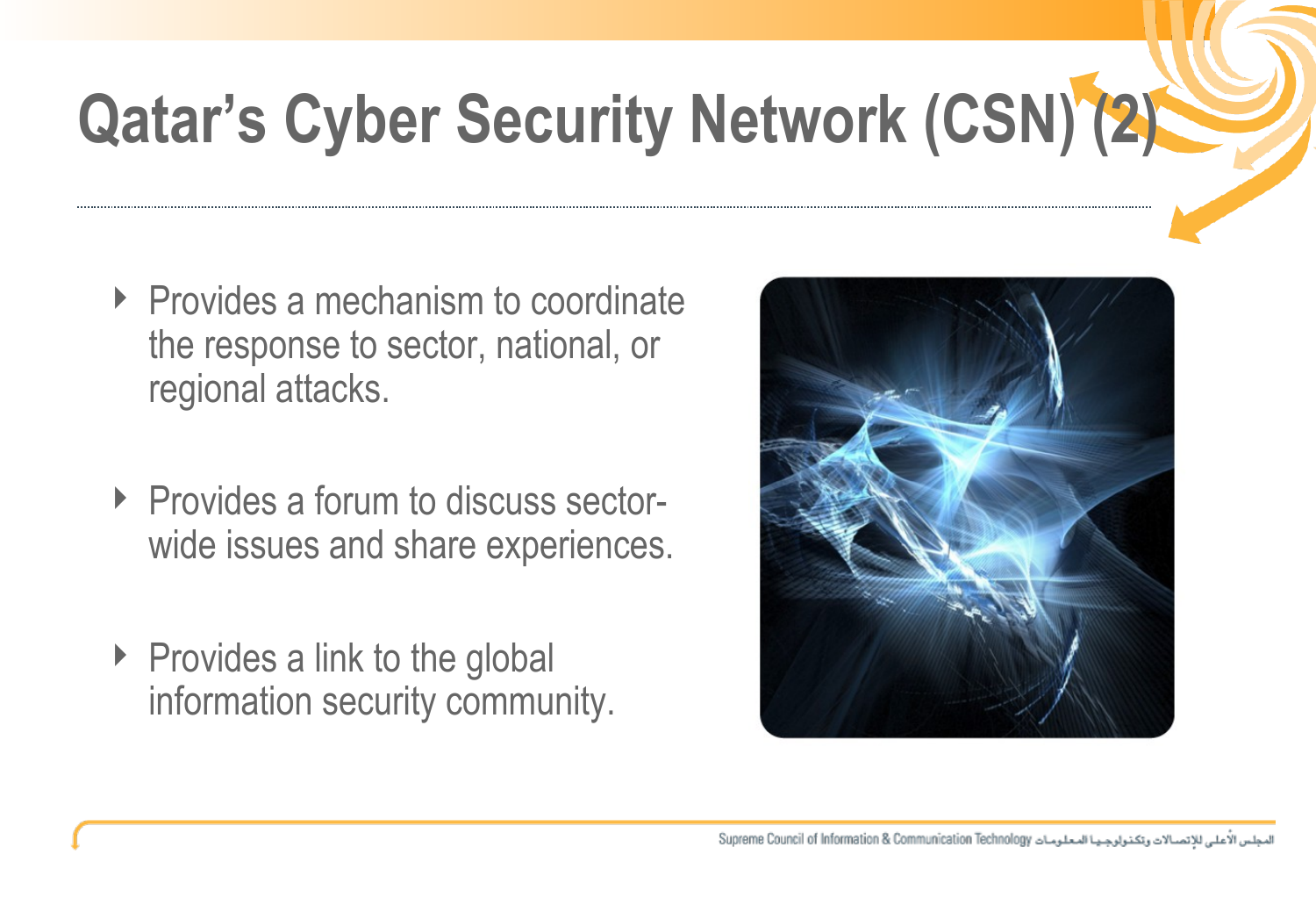# Qatar's Cyber Security Network (CSN) (2)

- Provides a mechanism to coordinate the response to sector, national, or regional attacks.
- Provides a forum to discuss sector-wide issues and share experiences.
- Provides a link to the global information security community.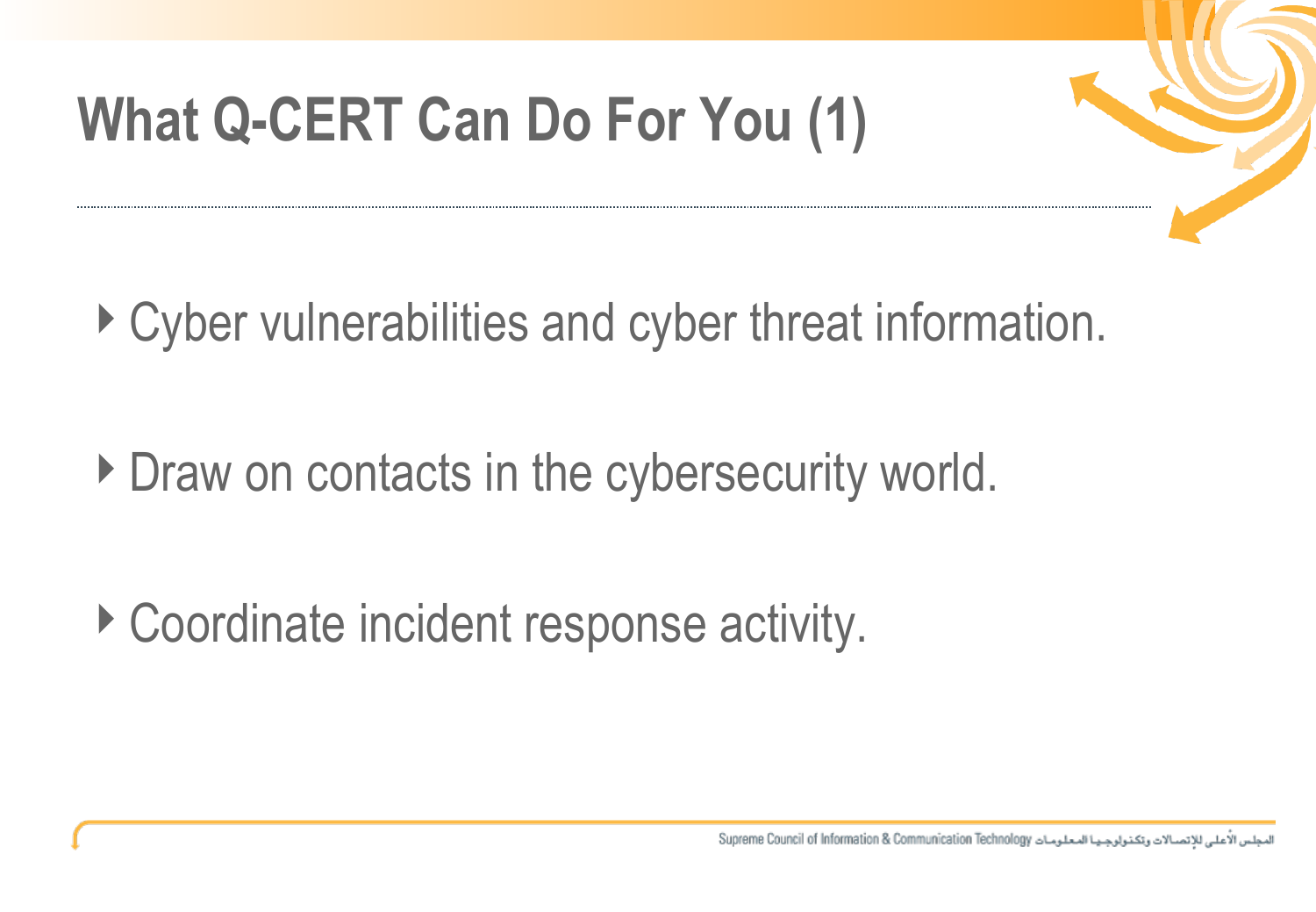# What Q-CERT Can Do For You (1)

- Cyber vulnerabilities and cyber threat information.
- Draw on contacts in the cybersecurity world.
- Coordinate incident response activity.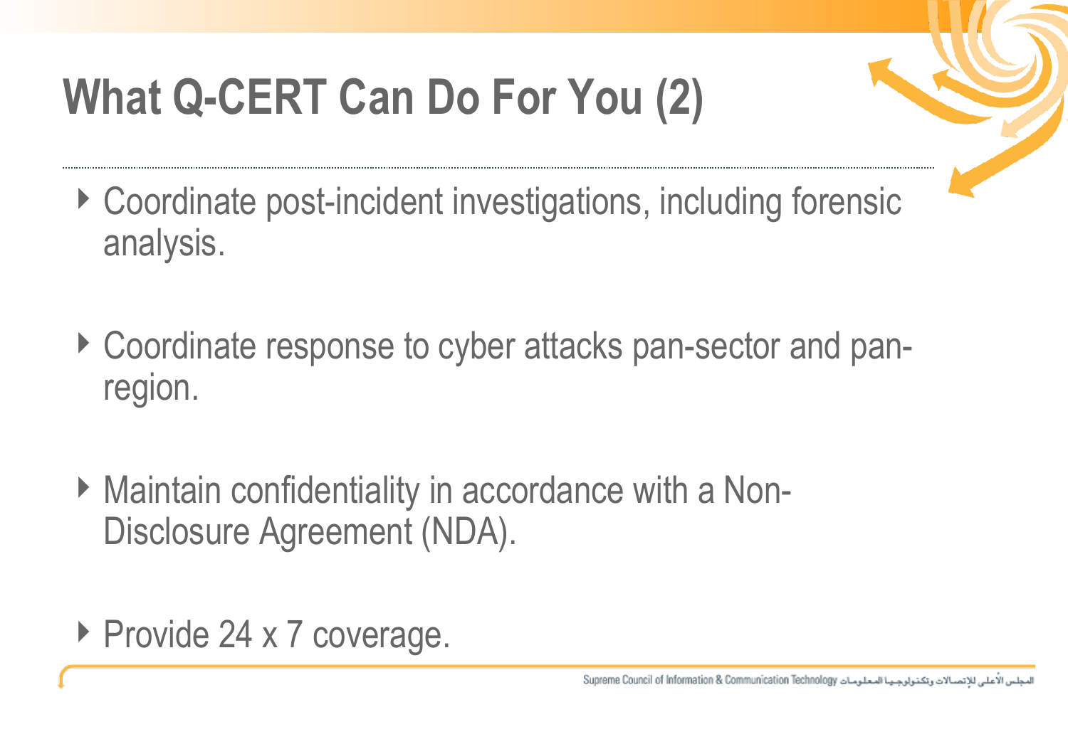# What Q-CERT Can Do For You (2)

- Coordinate post-incident investigations, including forensic analysis.
- Coordinate response to cyber attacks pan-sector and pan-region.
- Maintain confidentiality in accordance with a Non-Disclosure Agreement (NDA).
- Provide 24 x 7 coverage.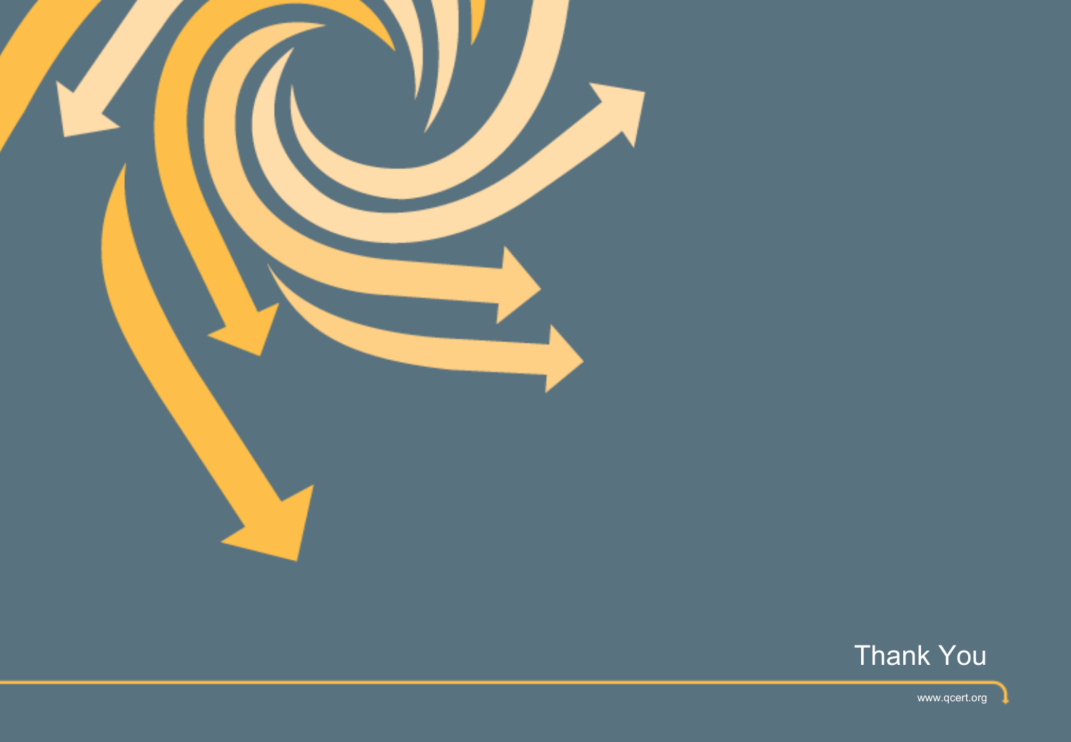Thank You

www.qcert.org